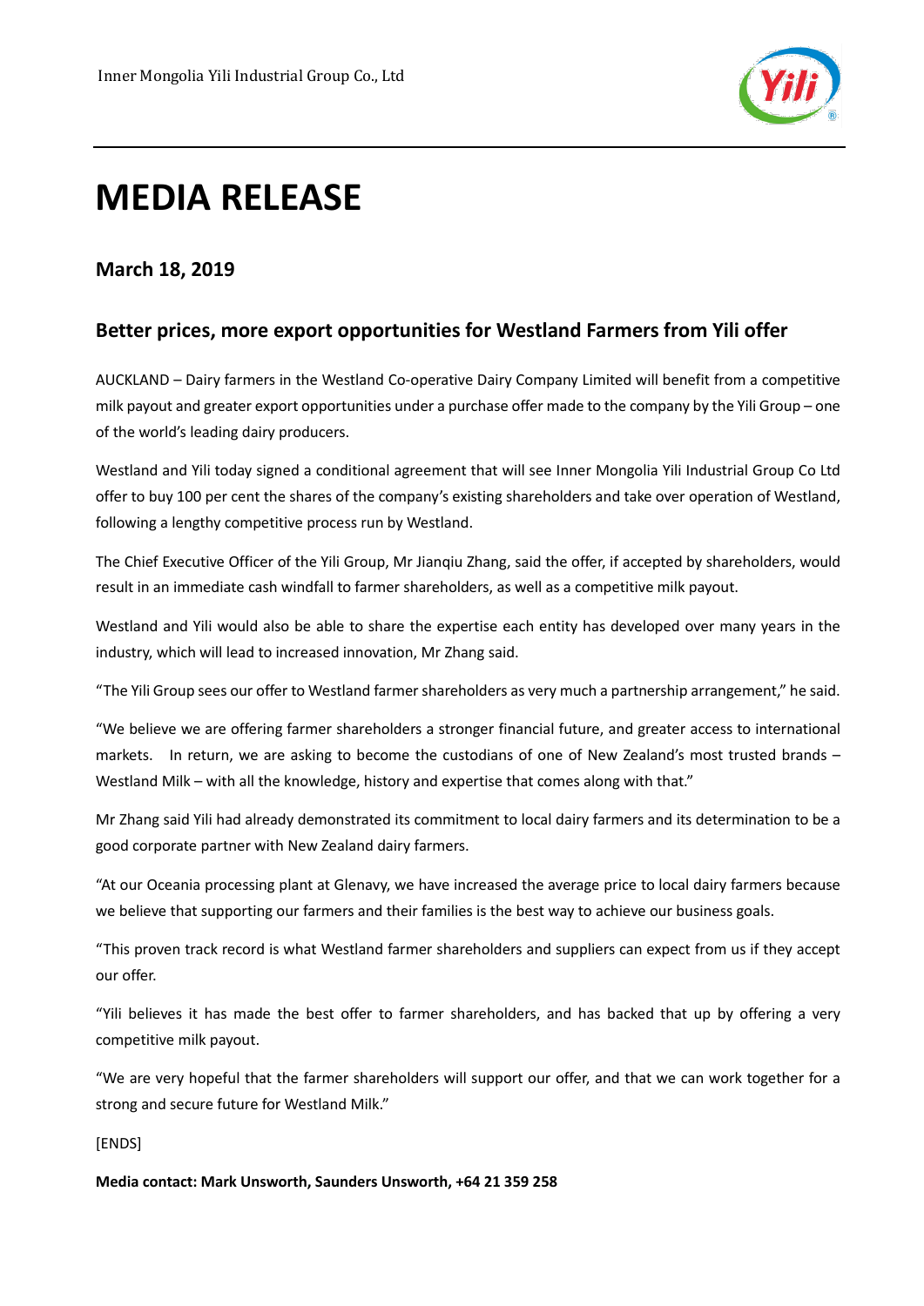Inner Mongolia Yili Industrial Group Co., Ltd

# MEDIA RELEASE

### March 18, 2019

### Better prices, more export opportunities for Westland Farmers from Yili offer

AUCKLAND – Dairy farmers in the Westland Co-operative Dairy Company Limited will benefit from a competitive milk payout and greater export opportunities under a purchase offer made to the company by the Yili Group – one of the world's leading dairy producers.

Westland and Yili today signed a conditional agreement that will see Inner Mongolia Yili Industrial Group Co Ltd offer to buy 100 per cent the shares of the company's existing shareholders and take over operation of Westland, following a lengthy competitive process run by Westland.

The Chief Executive Officer of the Yili Group, Mr Jianqiu Zhang, said the offer, if accepted by shareholders, would result in an immediate cash windfall to farmer shareholders, as well as a competitive milk payout.

Westland and Yili would also be able to share the expertise each entity has developed over many years in the industry, which will lead to increased innovation, Mr Zhang said.

"The Yili Group sees our offer to Westland farmer shareholders as very much a partnership arrangement," he said.

"We believe we are offering farmer shareholders a stronger financial future, and greater access to international markets. In return, we are asking to become the custodians of one of New Zealand's most trusted brands – Westland Milk – with all the knowledge, history and expertise that comes along with that."

Mr Zhang said Yili had already demonstrated its commitment to local dairy farmers and its determination to be a good corporate partner with New Zealand dairy farmers.

"At our Oceania processing plant at Glenavy, we have increased the average price to local dairy farmers because we believe that supporting our farmers and their families is the best way to achieve our business goals.

"This proven track record is what Westland farmer shareholders and suppliers can expect from us if they accept our offer.

"Yili believes it has made the best offer to farmer shareholders, and has backed that up by offering a very competitive milk payout.

"We are very hopeful that the farmer shareholders will support our offer, and that we can work together for a strong and secure future for Westland Milk."

[ENDS]

**Media contact: Mark Unsworth, Saunders Unsworth, +64 21 359 258**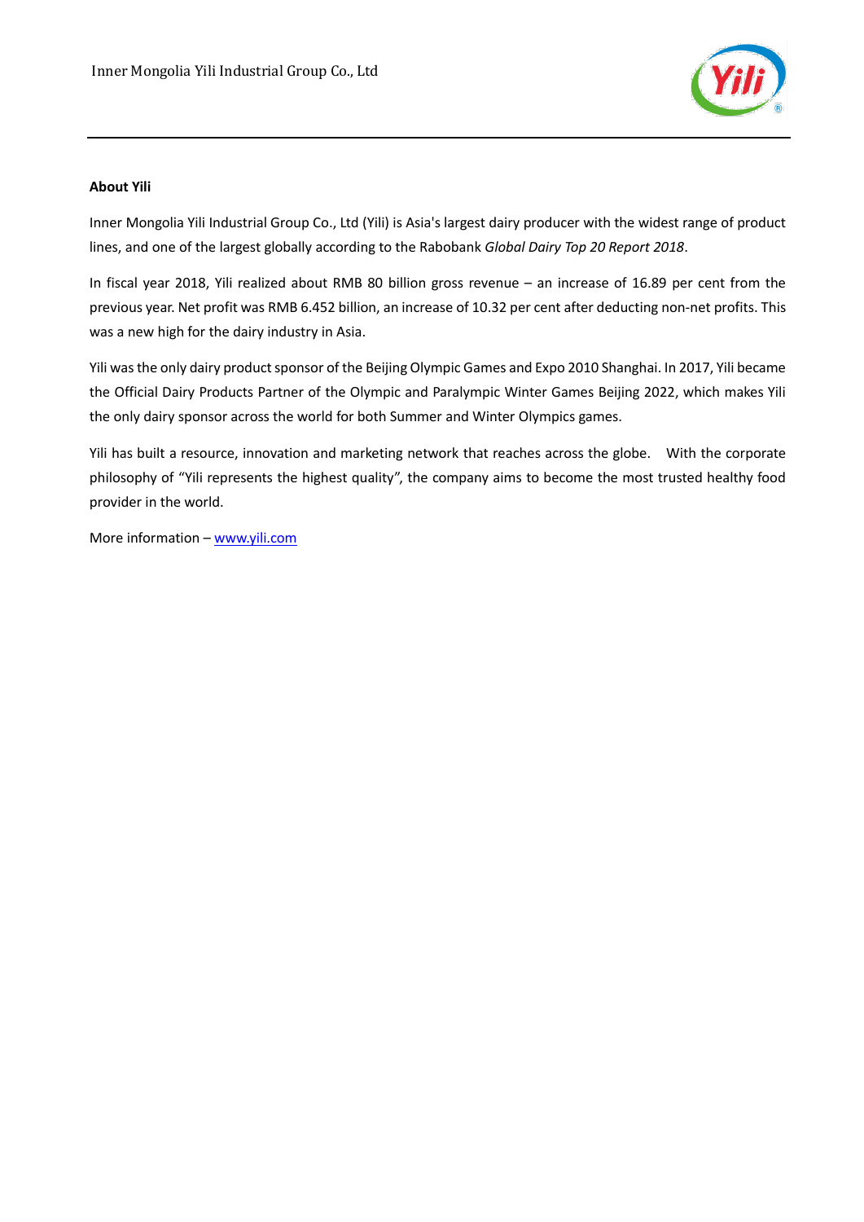**About Yili**

Inner Mongolia Yili Industrial Group Co., Ltd (Yili) is Asia's largest dairy producer with the widest range of product lines, and one of the largest globally according to the Rabobank *Global Dairy Top 20 Report 2018*.

In fiscal year 2018, Yili realized about RMB 80 billion gross revenue – an increase of 16.89 per cent from the previous year. Net profit was RMB 6.452 billion, an increase of 10.32 per cent after deducting non-net profits. This was a new high for the dairy industry in Asia.

Yili was the only dairy product sponsor of the Beijing Olympic Games and Expo 2010 Shanghai. In 2017, Yili became the Official Dairy Products Partner of the Olympic and Paralympic Winter Games Beijing 2022, which makes Yili the only dairy sponsor across the world for both Summer and Winter Olympics games.

Yili has built a resource, innovation and marketing network that reaches across the globe. With the corporate philosophy of "Yili represents the highest quality", the company aims to become the most trusted healthy food provider in the world.

More information – [www.yili.com](http://www.yili.com)